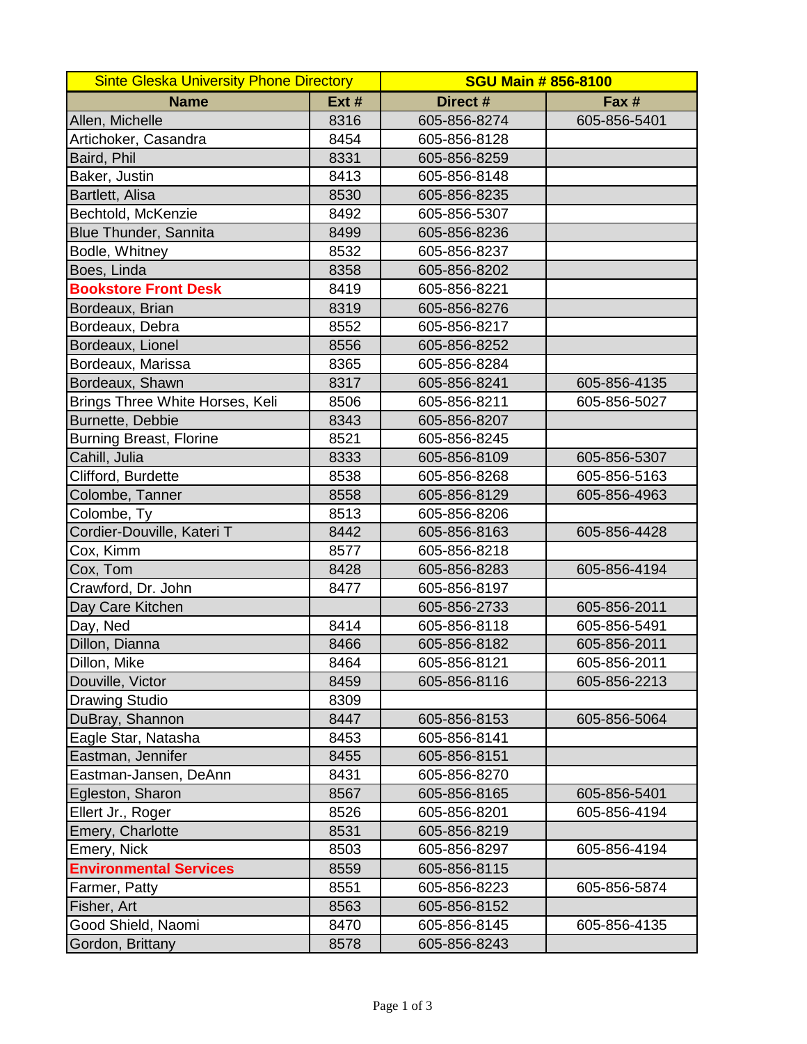| Sinte Gleska University Phone Directory | | SGU Main # 856-8100 | |
|---|---|---|---|
| **Name** | **Ext #** | **Direct #** | **Fax #** |
| Allen, Michelle | 8316 | 605-856-8274 | 605-856-5401 |
| Artichoker, Casandra | 8454 | 605-856-8128 | |
| Baird, Phil | 8331 | 605-856-8259 | |
| Baker, Justin | 8413 | 605-856-8148 | |
| Bartlett, Alisa | 8530 | 605-856-8235 | |
| Bechtold, McKenzie | 8492 | 605-856-5307 | |
| Blue Thunder, Sannita | 8499 | 605-856-8236 | |
| Bodle, Whitney | 8532 | 605-856-8237 | |
| Boes, Linda | 8358 | 605-856-8202 | |
| **Bookstore Front Desk** | 8419 | 605-856-8221 | |
| Bordeaux, Brian | 8319 | 605-856-8276 | |
| Bordeaux, Debra | 8552 | 605-856-8217 | |
| Bordeaux, Lionel | 8556 | 605-856-8252 | |
| Bordeaux, Marissa | 8365 | 605-856-8284 | |
| Bordeaux, Shawn | 8317 | 605-856-8241 | 605-856-4135 |
| Brings Three White Horses, Keli | 8506 | 605-856-8211 | 605-856-5027 |
| Burnette, Debbie | 8343 | 605-856-8207 | |
| Burning Breast, Florine | 8521 | 605-856-8245 | |
| Cahill, Julia | 8333 | 605-856-8109 | 605-856-5307 |
| Clifford, Burdette | 8538 | 605-856-8268 | 605-856-5163 |
| Colombe, Tanner | 8558 | 605-856-8129 | 605-856-4963 |
| Colombe, Ty | 8513 | 605-856-8206 | |
| Cordier-Douville, Kateri T | 8442 | 605-856-8163 | 605-856-4428 |
| Cox, Kimm | 8577 | 605-856-8218 | |
| Cox, Tom | 8428 | 605-856-8283 | 605-856-4194 |
| Crawford, Dr. John | 8477 | 605-856-8197 | |
| Day Care Kitchen | | 605-856-2733 | 605-856-2011 |
| Day, Ned | 8414 | 605-856-8118 | 605-856-5491 |
| Dillon, Dianna | 8466 | 605-856-8182 | 605-856-2011 |
| Dillon, Mike | 8464 | 605-856-8121 | 605-856-2011 |
| Douville, Victor | 8459 | 605-856-8116 | 605-856-2213 |
| Drawing Studio | 8309 | | |
| DuBray, Shannon | 8447 | 605-856-8153 | 605-856-5064 |
| Eagle Star, Natasha | 8453 | 605-856-8141 | |
| Eastman, Jennifer | 8455 | 605-856-8151 | |
| Eastman-Jansen, DeAnn | 8431 | 605-856-8270 | |
| Egleston, Sharon | 8567 | 605-856-8165 | 605-856-5401 |
| Ellert Jr., Roger | 8526 | 605-856-8201 | 605-856-4194 |
| Emery, Charlotte | 8531 | 605-856-8219 | |
| Emery, Nick | 8503 | 605-856-8297 | 605-856-4194 |
| **Environmental Services** | 8559 | 605-856-8115 | |
| Farmer, Patty | 8551 | 605-856-8223 | 605-856-5874 |
| Fisher, Art | 8563 | 605-856-8152 | |
| Good Shield, Naomi | 8470 | 605-856-8145 | 605-856-4135 |
| Gordon, Brittany | 8578 | 605-856-8243 | |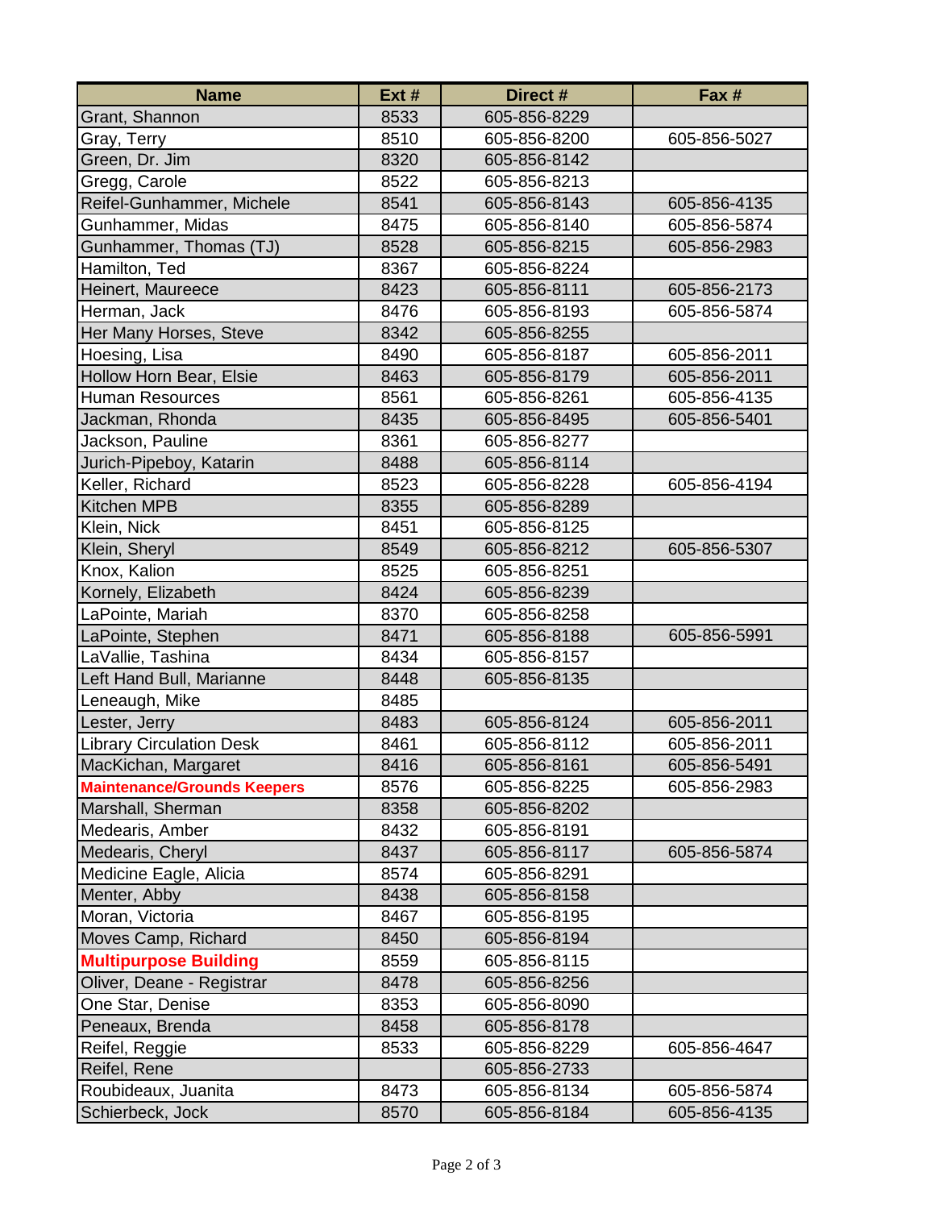| Name | Ext # | Direct # | Fax # |
|---|---|---|---|
| Grant, Shannon | 8533 | 605-856-8229 | |
| Gray, Terry | 8510 | 605-856-8200 | 605-856-5027 |
| Green, Dr. Jim | 8320 | 605-856-8142 | |
| Gregg, Carole | 8522 | 605-856-8213 | |
| Reifel-Gunhammer, Michele | 8541 | 605-856-8143 | 605-856-4135 |
| Gunhammer, Midas | 8475 | 605-856-8140 | 605-856-5874 |
| Gunhammer, Thomas (TJ) | 8528 | 605-856-8215 | 605-856-2983 |
| Hamilton, Ted | 8367 | 605-856-8224 | |
| Heinert, Maureece | 8423 | 605-856-8111 | 605-856-2173 |
| Herman, Jack | 8476 | 605-856-8193 | 605-856-5874 |
| Her Many Horses, Steve | 8342 | 605-856-8255 | |
| Hoesing, Lisa | 8490 | 605-856-8187 | 605-856-2011 |
| Hollow Horn Bear, Elsie | 8463 | 605-856-8179 | 605-856-2011 |
| Human Resources | 8561 | 605-856-8261 | 605-856-4135 |
| Jackman, Rhonda | 8435 | 605-856-8495 | 605-856-5401 |
| Jackson, Pauline | 8361 | 605-856-8277 | |
| Jurich-Pipeboy, Katarin | 8488 | 605-856-8114 | |
| Keller, Richard | 8523 | 605-856-8228 | 605-856-4194 |
| Kitchen MPB | 8355 | 605-856-8289 | |
| Klein, Nick | 8451 | 605-856-8125 | |
| Klein, Sheryl | 8549 | 605-856-8212 | 605-856-5307 |
| Knox, Kalion | 8525 | 605-856-8251 | |
| Kornely, Elizabeth | 8424 | 605-856-8239 | |
| LaPointe, Mariah | 8370 | 605-856-8258 | |
| LaPointe, Stephen | 8471 | 605-856-8188 | 605-856-5991 |
| LaVallie, Tashina | 8434 | 605-856-8157 | |
| Left Hand Bull, Marianne | 8448 | 605-856-8135 | |
| Leneaugh, Mike | 8485 | | |
| Lester, Jerry | 8483 | 605-856-8124 | 605-856-2011 |
| Library Circulation Desk | 8461 | 605-856-8112 | 605-856-2011 |
| MacKichan, Margaret | 8416 | 605-856-8161 | 605-856-5491 |
| **Maintenance/Grounds Keepers** | 8576 | 605-856-8225 | 605-856-2983 |
| Marshall, Sherman | 8358 | 605-856-8202 | |
| Medearis, Amber | 8432 | 605-856-8191 | |
| Medearis, Cheryl | 8437 | 605-856-8117 | 605-856-5874 |
| Medicine Eagle, Alicia | 8574 | 605-856-8291 | |
| Menter, Abby | 8438 | 605-856-8158 | |
| Moran, Victoria | 8467 | 605-856-8195 | |
| Moves Camp, Richard | 8450 | 605-856-8194 | |
| **Multipurpose Building** | 8559 | 605-856-8115 | |
| Oliver, Deane - Registrar | 8478 | 605-856-8256 | |
| One Star, Denise | 8353 | 605-856-8090 | |
| Peneaux, Brenda | 8458 | 605-856-8178 | |
| Reifel, Reggie | 8533 | 605-856-8229 | 605-856-4647 |
| Reifel, Rene | | 605-856-2733 | |
| Roubideaux, Juanita | 8473 | 605-856-8134 | 605-856-5874 |
| Schierbeck, Jock | 8570 | 605-856-8184 | 605-856-4135 |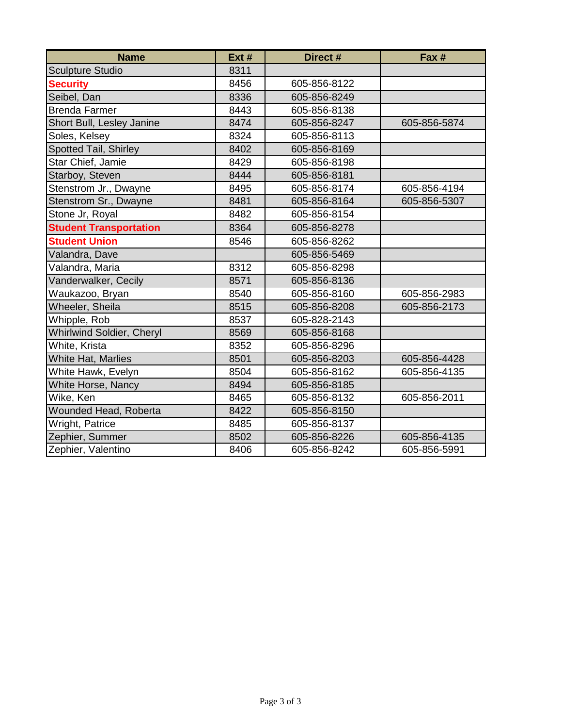| Name | Ext # | Direct # | Fax # |
| --- | --- | --- | --- |
| Sculpture Studio | 8311 | | |
| **Security** | 8456 | 605-856-8122 | |
| Seibel, Dan | 8336 | 605-856-8249 | |
| Brenda Farmer | 8443 | 605-856-8138 | |
| Short Bull, Lesley Janine | 8474 | 605-856-8247 | 605-856-5874 |
| Soles, Kelsey | 8324 | 605-856-8113 | |
| Spotted Tail, Shirley | 8402 | 605-856-8169 | |
| Star Chief, Jamie | 8429 | 605-856-8198 | |
| Starboy, Steven | 8444 | 605-856-8181 | |
| Stenstrom Jr., Dwayne | 8495 | 605-856-8174 | 605-856-4194 |
| Stenstrom Sr., Dwayne | 8481 | 605-856-8164 | 605-856-5307 |
| Stone Jr, Royal | 8482 | 605-856-8154 | |
| **Student Transportation** | 8364 | 605-856-8278 | |
| **Student Union** | 8546 | 605-856-8262 | |
| Valandra, Dave | | 605-856-5469 | |
| Valandra, Maria | 8312 | 605-856-8298 | |
| Vanderwalker, Cecily | 8571 | 605-856-8136 | |
| Waukazoo, Bryan | 8540 | 605-856-8160 | 605-856-2983 |
| Wheeler, Sheila | 8515 | 605-856-8208 | 605-856-2173 |
| Whipple, Rob | 8537 | 605-828-2143 | |
| Whirlwind Soldier, Cheryl | 8569 | 605-856-8168 | |
| White, Krista | 8352 | 605-856-8296 | |
| White Hat, Marlies | 8501 | 605-856-8203 | 605-856-4428 |
| White Hawk, Evelyn | 8504 | 605-856-8162 | 605-856-4135 |
| White Horse, Nancy | 8494 | 605-856-8185 | |
| Wike, Ken | 8465 | 605-856-8132 | 605-856-2011 |
| Wounded Head, Roberta | 8422 | 605-856-8150 | |
| Wright, Patrice | 8485 | 605-856-8137 | |
| Zephier, Summer | 8502 | 605-856-8226 | 605-856-4135 |
| Zephier, Valentino | 8406 | 605-856-8242 | 605-856-5991 |